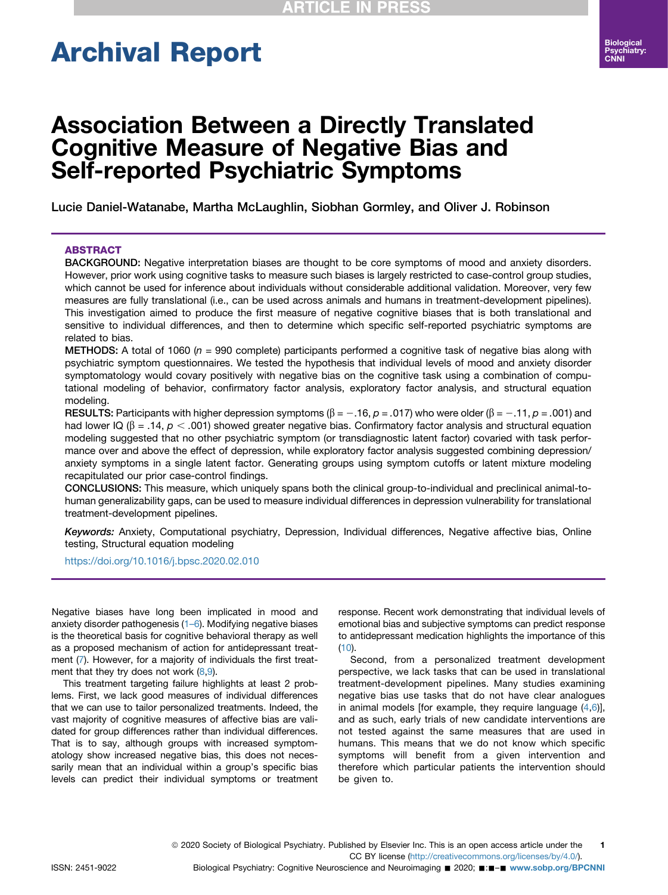# Archival Report

# Association Between a Directly Translated Cognitive Measure of Negative Bias and Self-reported Psychiatric Symptoms

Lucie Daniel-Watanabe, Martha McLaughlin, Siobhan Gormley, and Oliver J. Robinson

## ABSTRACT

**BACKGROUND:** Negative interpretation biases are thought to be core symptoms of mood and anxiety disorders. However, prior work using cognitive tasks to measure such biases is largely restricted to case-control group studies, which cannot be used for inference about individuals without considerable additional validation. Moreover, very few measures are fully translational (i.e., can be used across animals and humans in treatment-development pipelines). This investigation aimed to produce the first measure of negative cognitive biases that is both translational and sensitive to individual differences, and then to determine which specific self-reported psychiatric symptoms are related to bias.

**METHODS:** A total of 1060 ($n$ = 990 complete) participants performed a cognitive task of negative bias along with psychiatric symptom questionnaires. We tested the hypothesis that individual levels of mood and anxiety disorder symptomatology would covary positively with negative bias on the cognitive task using a combination of computational modeling of behavior, confirmatory factor analysis, exploratory factor analysis, and structural equation modeling.

**RESULTS:** Participants with higher depression symptoms ($\beta = -.16$, $p = .017$) who were older ($\beta = -.11$, $p = .001$) and had lower IQ ($\beta = .14$, $p < .001$) showed greater negative bias. Confirmatory factor analysis and structural equation modeling suggested that no other psychiatric symptom (or transdiagnostic latent factor) covaried with task performance over and above the effect of depression, while exploratory factor analysis suggested combining depression/anxiety symptoms in a single latent factor. Generating groups using symptom cutoffs or latent mixture modeling recapitulated our prior case-control findings.

**CONCLUSIONS:** This measure, which uniquely spans both the clinical group-to-individual and preclinical animal-to-human generalizability gaps, can be used to measure individual differences in depression vulnerability for translational treatment-development pipelines.

*Keywords:* Anxiety, Computational psychiatry, Depression, Individual differences, Negative affective bias, Online testing, Structural equation modeling

https://doi.org/10.1016/j.bpsc.2020.02.010

Negative biases have long been implicated in mood and anxiety disorder pathogenesis (1–6). Modifying negative biases is the theoretical basis for cognitive behavioral therapy as well as a proposed mechanism of action for antidepressant treatment (7). However, for a majority of individuals the first treatment that they try does not work (8,9).

This treatment targeting failure highlights at least 2 problems. First, we lack good measures of individual differences that we can use to tailor personalized treatments. Indeed, the vast majority of cognitive measures of affective bias are validated for group differences rather than individual differences. That is to say, although groups with increased symptomatology show increased negative bias, this does not necessarily mean that an individual within a group's specific bias levels can predict their individual symptoms or treatment response. Recent work demonstrating that individual levels of emotional bias and subjective symptoms can predict response to antidepressant medication highlights the importance of this (10).

Second, from a personalized treatment development perspective, we lack tasks that can be used in translational treatment-development pipelines. Many studies examining negative bias use tasks that do not have clear analogues in animal models [for example, they require language (4,6)], and as such, early trials of new candidate interventions are not tested against the same measures that are used in humans. This means that we do not know which specific symptoms will benefit from a given intervention and therefore which particular patients the intervention should be given to.

© 2020 Society of Biological Psychiatry. Published by Elsevier Inc. This is an open access article under the CC BY license (http://creativecommons.org/licenses/by/4.0/).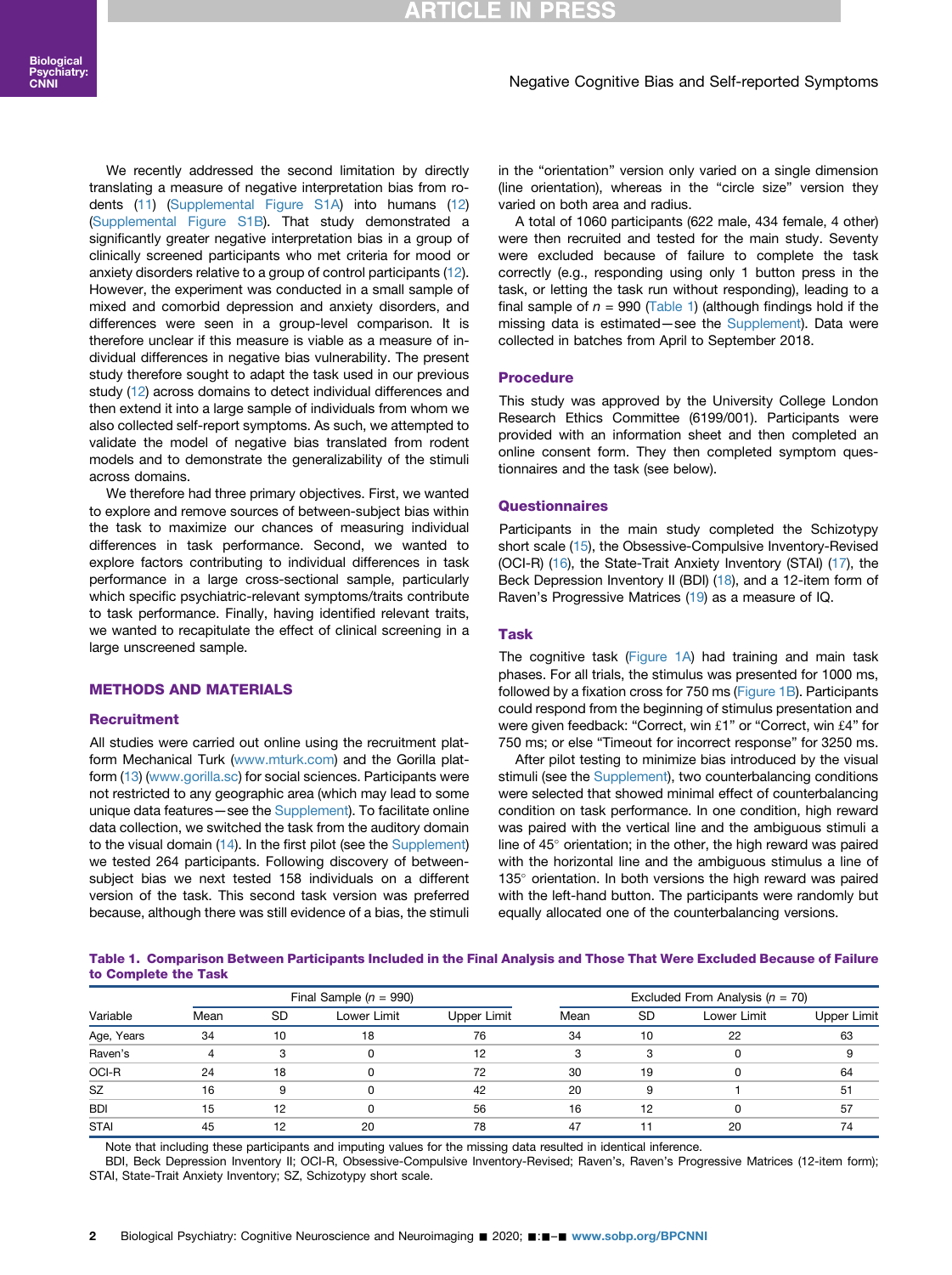We recently addressed the second limitation by directly translating a measure of negative interpretation bias from rodents (11) (Supplemental Figure S1A) into humans (12) (Supplemental Figure S1B). That study demonstrated a significantly greater negative interpretation bias in a group of clinically screened participants who met criteria for mood or anxiety disorders relative to a group of control participants (12). However, the experiment was conducted in a small sample of mixed and comorbid depression and anxiety disorders, and differences were seen in a group-level comparison. It is therefore unclear if this measure is viable as a measure of individual differences in negative bias vulnerability. The present study therefore sought to adapt the task used in our previous study (12) across domains to detect individual differences and then extend it into a large sample of individuals from whom we also collected self-report symptoms. As such, we attempted to validate the model of negative bias translated from rodent models and to demonstrate the generalizability of the stimuli across domains.

We therefore had three primary objectives. First, we wanted to explore and remove sources of between-subject bias within the task to maximize our chances of measuring individual differences in task performance. Second, we wanted to explore factors contributing to individual differences in task performance in a large cross-sectional sample, particularly which specific psychiatric-relevant symptoms/traits contribute to task performance. Finally, having identified relevant traits, we wanted to recapitulate the effect of clinical screening in a large unscreened sample.

## METHODS AND MATERIALS

### Recruitment

All studies were carried out online using the recruitment platform Mechanical Turk (www.mturk.com) and the Gorilla platform (13) (www.gorilla.sc) for social sciences. Participants were not restricted to any geographic area (which may lead to some unique data features—see the Supplement). To facilitate online data collection, we switched the task from the auditory domain to the visual domain (14). In the first pilot (see the Supplement) we tested 264 participants. Following discovery of between-subject bias we next tested 158 individuals on a different version of the task. This second task version was preferred because, although there was still evidence of a bias, the stimuli in the "orientation" version only varied on a single dimension (line orientation), whereas in the "circle size" version they varied on both area and radius.

A total of 1060 participants (622 male, 434 female, 4 other) were then recruited and tested for the main study. Seventy were excluded because of failure to complete the task correctly (e.g., responding using only 1 button press in the task, or letting the task run without responding), leading to a final sample of $n = 990$ (Table 1) (although findings hold if the missing data is estimated—see the Supplement). Data were collected in batches from April to September 2018.

### Procedure

This study was approved by the University College London Research Ethics Committee (6199/001). Participants were provided with an information sheet and then completed an online consent form. They then completed symptom questionnaires and the task (see below).

### Questionnaires

Participants in the main study completed the Schizotypy short scale (15), the Obsessive-Compulsive Inventory-Revised (OCI-R) (16), the State-Trait Anxiety Inventory (STAI) (17), the Beck Depression Inventory II (BDI) (18), and a 12-item form of Raven's Progressive Matrices (19) as a measure of IQ.

### Task

The cognitive task (Figure 1A) had training and main task phases. For all trials, the stimulus was presented for 1000 ms, followed by a fixation cross for 750 ms (Figure 1B). Participants could respond from the beginning of stimulus presentation and were given feedback: "Correct, win £1" or "Correct, win £4" for 750 ms; or else "Timeout for incorrect response" for 3250 ms.

After pilot testing to minimize bias introduced by the visual stimuli (see the Supplement), two counterbalancing conditions were selected that showed minimal effect of counterbalancing condition on task performance. In one condition, high reward was paired with the vertical line and the ambiguous stimuli a line of 45° orientation; in the other, the high reward was paired with the horizontal line and the ambiguous stimulus a line of 135° orientation. In both versions the high reward was paired with the left-hand button. The participants were randomly but equally allocated one of the counterbalancing versions.

**Table 1. Comparison Between Participants Included in the Final Analysis and Those That Were Excluded Because of Failure to Complete the Task**

| | Final Sample ($n = 990$) | | | | Excluded From Analysis ($n = 70$) | | | |
|---|---|---|---|---|---|---|---|---|
| Variable | Mean | SD | Lower Limit | Upper Limit | Mean | SD | Lower Limit | Upper Limit |
| Age, Years | 34 | 10 | 18 | 76 | 34 | 10 | 22 | 63 |
| Raven's | 4 | 3 | 0 | 12 | 3 | 3 | 0 | 9 |
| OCI-R | 24 | 18 | 0 | 72 | 30 | 19 | 0 | 64 |
| SZ | 16 | 9 | 0 | 42 | 20 | 9 | 1 | 51 |
| BDI | 15 | 12 | 0 | 56 | 16 | 12 | 0 | 57 |
| STAI | 45 | 12 | 20 | 78 | 47 | 11 | 20 | 74 |

Note that including these participants and imputing values for the missing data resulted in identical inference.

BDI, Beck Depression Inventory II; OCI-R, Obsessive-Compulsive Inventory-Revised; Raven's, Raven's Progressive Matrices (12-item form); STAI, State-Trait Anxiety Inventory; SZ, Schizotypy short scale.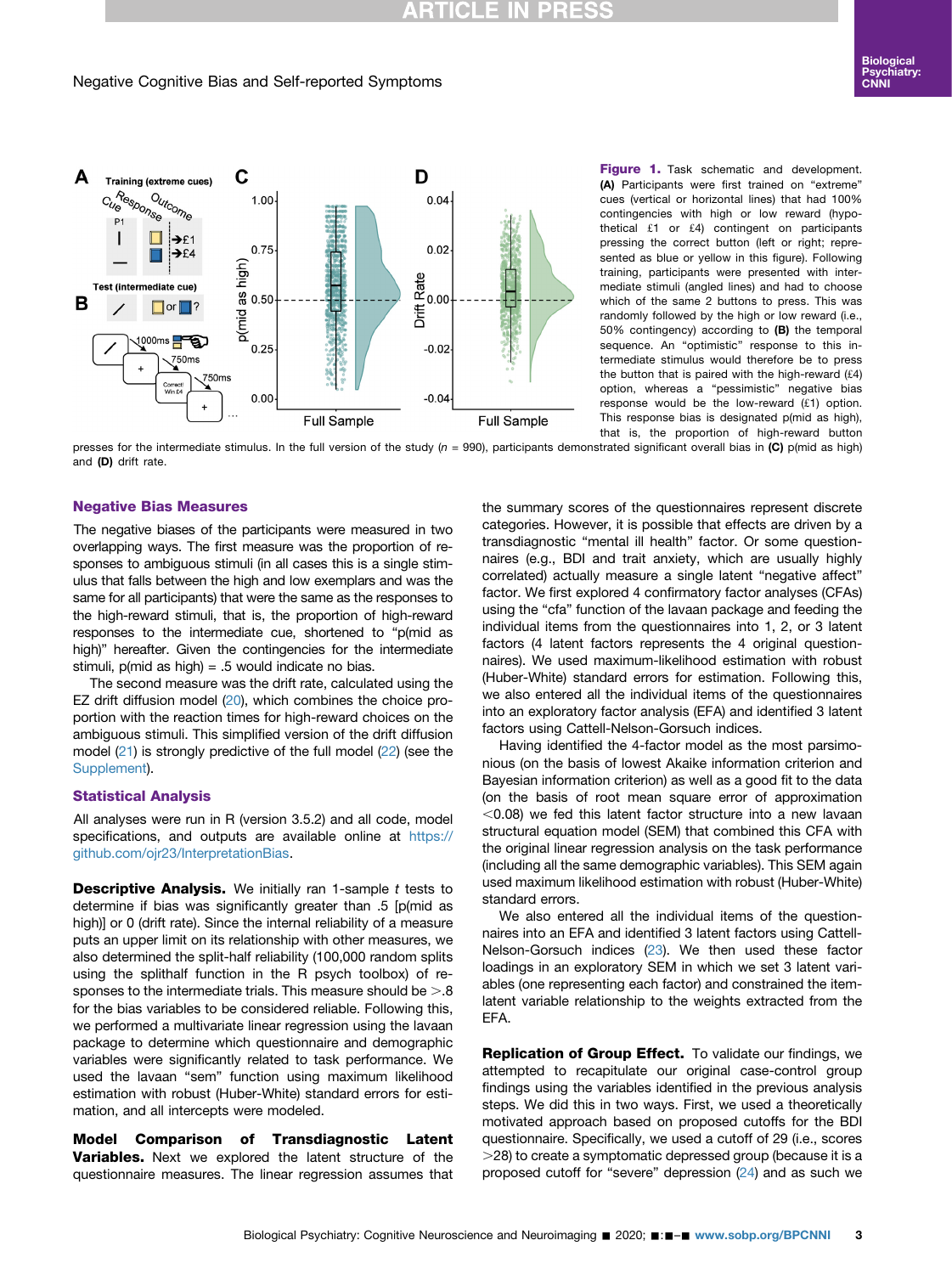**Figure 1.** Task schematic and development. **(A)** Participants were first trained on "extreme" cues (vertical or horizontal lines) that had 100% contingencies with high or low reward (hypothetical £1 or £4) contingent on participants pressing the correct button (left or right; represented as blue or yellow in this figure). Following training, participants were presented with intermediate stimuli (angled lines) and had to choose which of the same 2 buttons to press. This was randomly followed by the high or low reward (i.e., 50% contingency) according to **(B)** the temporal sequence. An "optimistic" response to this intermediate stimulus would therefore be to press the button that is paired with the high-reward (£4) option, whereas a "pessimistic" negative bias response would be the low-reward (£1) option. This response bias is designated p(mid as high), that is, the proportion of high-reward button presses for the intermediate stimulus. In the full version of the study ($n$ = 990), participants demonstrated significant overall bias in **(C)** p(mid as high) and **(D)** drift rate.

## Negative Bias Measures

The negative biases of the participants were measured in two overlapping ways. The first measure was the proportion of responses to ambiguous stimuli (in all cases this is a single stimulus that falls between the high and low exemplars and was the same for all participants) that were the same as the responses to the high-reward stimuli, that is, the proportion of high-reward responses to the intermediate cue, shortened to "p(mid as high)" hereafter. Given the contingencies for the intermediate stimuli, p(mid as high) = .5 would indicate no bias.

The second measure was the drift rate, calculated using the EZ drift diffusion model (20), which combines the choice proportion with the reaction times for high-reward choices on the ambiguous stimuli. This simplified version of the drift diffusion model (21) is strongly predictive of the full model (22) (see the Supplement).

## Statistical Analysis

All analyses were run in R (version 3.5.2) and all code, model specifications, and outputs are available online at https://github.com/ojr23/InterpretationBias.

**Descriptive Analysis.** We initially ran 1-sample $t$ tests to determine if bias was significantly greater than .5 [p(mid as high)] or 0 (drift rate). Since the internal reliability of a measure puts an upper limit on its relationship with other measures, we also determined the split-half reliability (100,000 random splits using the splithalf function in the R psych toolbox) of responses to the intermediate trials. This measure should be >.8 for the bias variables to be considered reliable. Following this, we performed a multivariate linear regression using the lavaan package to determine which questionnaire and demographic variables were significantly related to task performance. We used the lavaan "sem" function using maximum likelihood estimation with robust (Huber-White) standard errors for estimation, and all intercepts were modeled.

**Model Comparison of Transdiagnostic Latent Variables.** Next we explored the latent structure of the questionnaire measures. The linear regression assumes that the summary scores of the questionnaires represent discrete categories. However, it is possible that effects are driven by a transdiagnostic "mental ill health" factor. Or some questionnaires (e.g., BDI and trait anxiety, which are usually highly correlated) actually measure a single latent "negative affect" factor. We first explored 4 confirmatory factor analyses (CFAs) using the "cfa" function of the lavaan package and feeding the individual items from the questionnaires into 1, 2, or 3 latent factors (4 latent factors represents the 4 original questionnaires). We used maximum-likelihood estimation with robust (Huber-White) standard errors for estimation. Following this, we also entered all the individual items of the questionnaires into an exploratory factor analysis (EFA) and identified 3 latent factors using Cattell-Nelson-Gorsuch indices.

Having identified the 4-factor model as the most parsimonious (on the basis of lowest Akaike information criterion and Bayesian information criterion) as well as a good fit to the data (on the basis of root mean square error of approximation <0.08) we fed this latent factor structure into a new lavaan structural equation model (SEM) that combined this CFA with the original linear regression analysis on the task performance (including all the same demographic variables). This SEM again used maximum likelihood estimation with robust (Huber-White) standard errors.

We also entered all the individual items of the questionnaires into an EFA and identified 3 latent factors using Cattell-Nelson-Gorsuch indices (23). We then used these factor loadings in an exploratory SEM in which we set 3 latent variables (one representing each factor) and constrained the item-latent variable relationship to the weights extracted from the EFA.

**Replication of Group Effect.** To validate our findings, we attempted to recapitulate our original case-control group findings using the variables identified in the previous analysis steps. We did this in two ways. First, we used a theoretically motivated approach based on proposed cutoffs for the BDI questionnaire. Specifically, we used a cutoff of 29 (i.e., scores >28) to create a symptomatic depressed group (because it is a proposed cutoff for "severe" depression (24) and as such we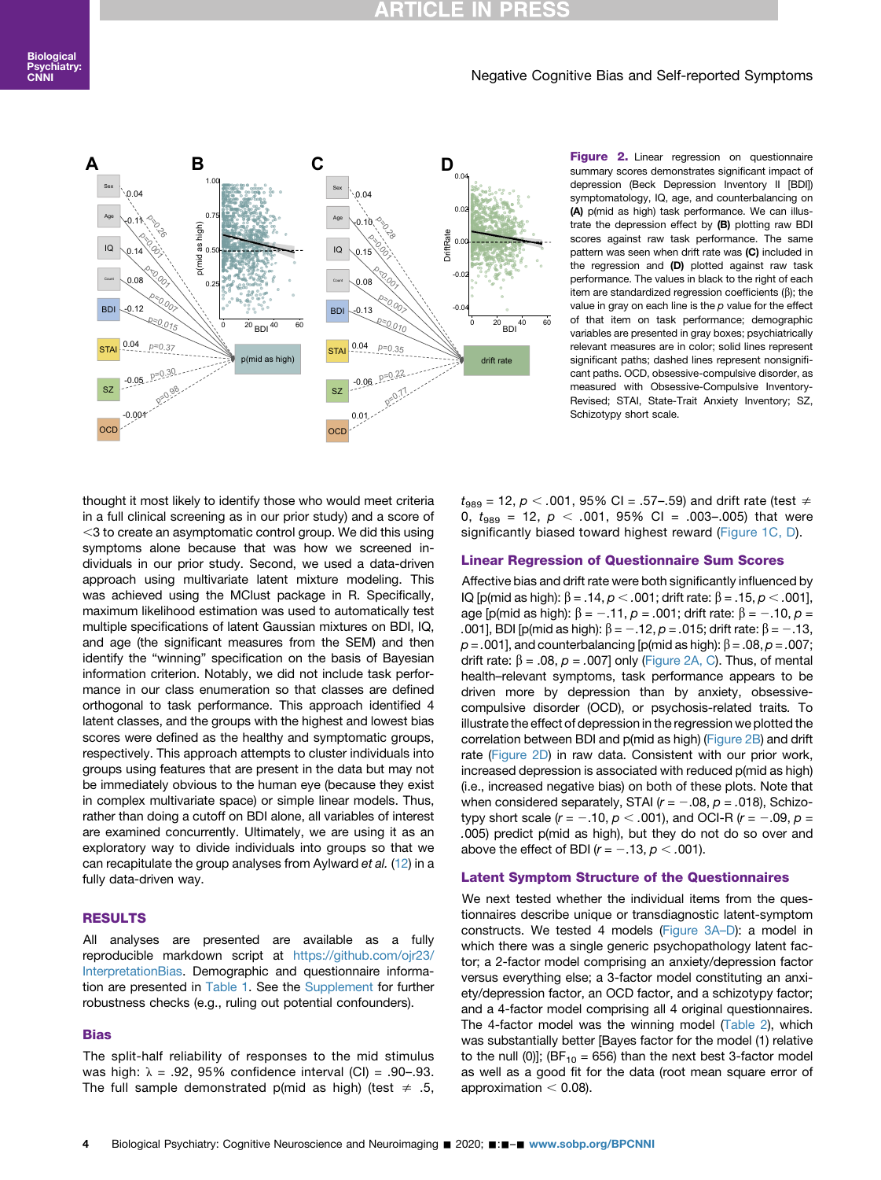**Figure 2.** Linear regression on questionnaire summary scores demonstrates significant impact of depression (Beck Depression Inventory II [BDI]) symptomatology, IQ, age, and counterbalancing on **(A)** p(mid as high) task performance. We can illustrate the depression effect by **(B)** plotting raw BDI scores against raw task performance. The same pattern was seen when drift rate was **(C)** included in the regression and **(D)** plotted against raw task performance. The values in black to the right of each item are standardized regression coefficients (β); the value in gray on each line is the *p* value for the effect of that item on task performance; demographic variables are presented in gray boxes; psychiatrically relevant measures are in color; solid lines represent significant paths; dashed lines represent nonsignificant paths. OCD, obsessive-compulsive disorder, as measured with Obsessive-Compulsive Inventory-Revised; STAI, State-Trait Anxiety Inventory; SZ, Schizotypy short scale.

thought it most likely to identify those who would meet criteria in a full clinical screening as in our prior study) and a score of <3 to create an asymptomatic control group. We did this using symptoms alone because that was how we screened individuals in our prior study. Second, we used a data-driven approach using multivariate latent mixture modeling. This was achieved using the MClust package in R. Specifically, maximum likelihood estimation was used to automatically test multiple specifications of latent Gaussian mixtures on BDI, IQ, and age (the significant measures from the SEM) and then identify the "winning" specification on the basis of Bayesian information criterion. Notably, we did not include task performance in our class enumeration so that classes are defined orthogonal to task performance. This approach identified 4 latent classes, and the groups with the highest and lowest bias scores were defined as the healthy and symptomatic groups, respectively. This approach attempts to cluster individuals into groups using features that are present in the data but may not be immediately obvious to the human eye (because they exist in complex multivariate space) or simple linear models. Thus, rather than doing a cutoff on BDI alone, all variables of interest are examined concurrently. Ultimately, we are using it as an exploratory way to divide individuals into groups so that we can recapitulate the group analyses from Aylward *et al.* (12) in a fully data-driven way.

## RESULTS

All analyses are presented are available as a fully reproducible markdown script at https://github.com/ojr23/InterpretationBias. Demographic and questionnaire information are presented in Table 1. See the Supplement for further robustness checks (e.g., ruling out potential confounders).

### Bias

The split-half reliability of responses to the mid stimulus was high: λ = .92, 95% confidence interval (CI) = .90–.93. The full sample demonstrated p(mid as high) (test ≠ .5, $t_{989}$ = 12, $p < .001$, 95% CI = .57–.59) and drift rate (test ≠ 0, $t_{989}$ = 12, $p < .001$, 95% CI = .003–.005) that were significantly biased toward highest reward (Figure 1C, D).

### Linear Regression of Questionnaire Sum Scores

Affective bias and drift rate were both significantly influenced by IQ [p(mid as high): β = .14, $p < .001$; drift rate: β = .15, $p < .001$], age [p(mid as high): β = −.11, $p$ = .001; drift rate: β = −.10, $p$ = .001], BDI [p(mid as high): β = −.12, $p$ = .015; drift rate: β = −.13, $p$ = .001], and counterbalancing [p(mid as high): β = .08, $p$ = .007; drift rate: β = .08, $p$ = .007] only (Figure 2A, C). Thus, of mental health–relevant symptoms, task performance appears to be driven more by depression than by anxiety, obsessive-compulsive disorder (OCD), or psychosis-related traits. To illustrate the effect of depression in the regression we plotted the correlation between BDI and p(mid as high) (Figure 2B) and drift rate (Figure 2D) in raw data. Consistent with our prior work, increased depression is associated with reduced p(mid as high) (i.e., increased negative bias) on both of these plots. Note that when considered separately, STAI ($r$ = −.08, $p$ = .018), Schizotypy short scale ($r$ = −.10, $p < .001$), and OCI-R ($r$ = −.09, $p$ = .005) predict p(mid as high), but they do not do so over and above the effect of BDI ($r$ = −.13, $p < .001$).

### Latent Symptom Structure of the Questionnaires

We next tested whether the individual items from the questionnaires describe unique or transdiagnostic latent-symptom constructs. We tested 4 models (Figure 3A–D): a model in which there was a single generic psychopathology latent factor; a 2-factor model comprising an anxiety/depression factor versus everything else; a 3-factor model constituting an anxiety/depression factor, an OCD factor, and a schizotypy factor; and a 4-factor model comprising all 4 original questionnaires. The 4-factor model was the winning model (Table 2), which was substantially better [Bayes factor for the model (1) relative to the null (0)]; ($BF_{10}$ = 656) than the next best 3-factor model as well as a good fit for the data (root mean square error of approximation < 0.08).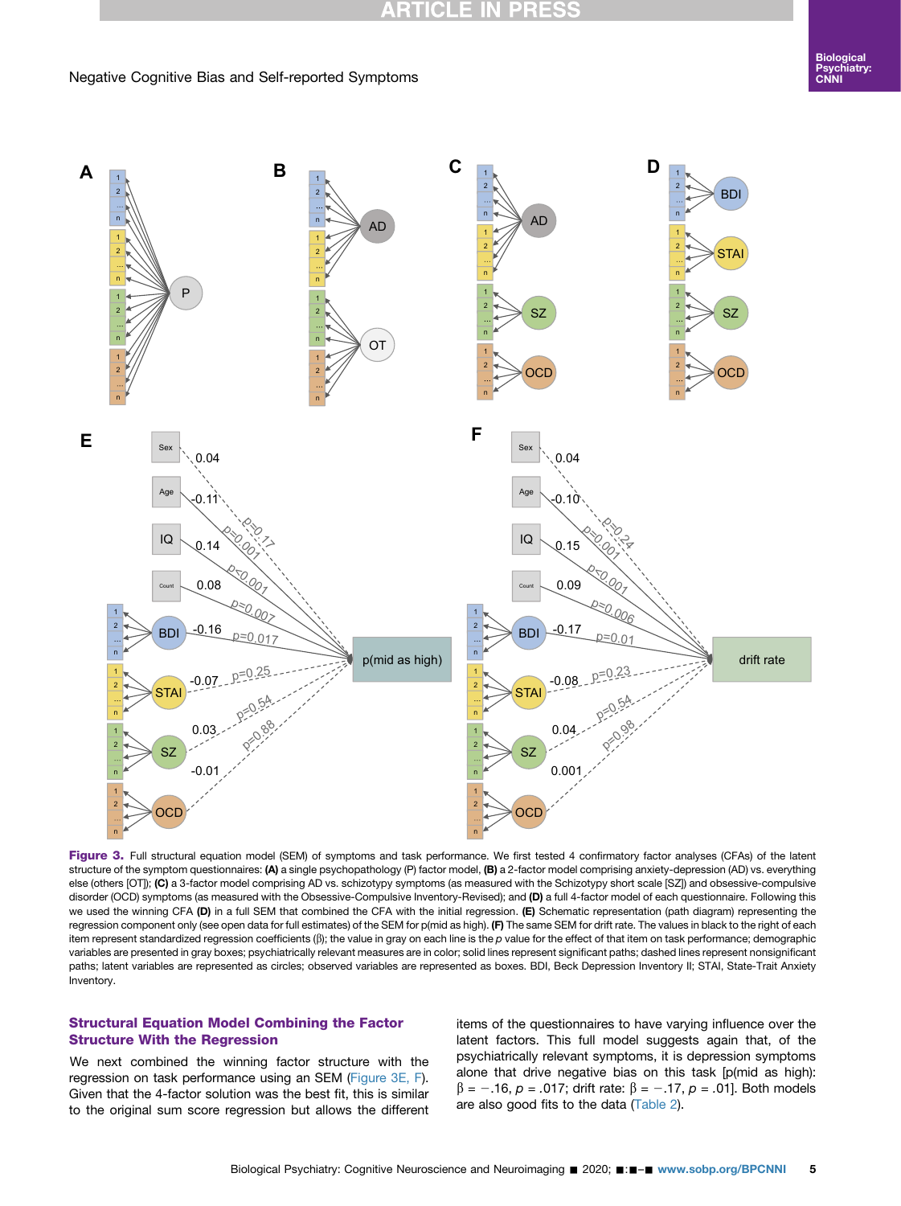**Figure 3.** Full structural equation model (SEM) of symptoms and task performance. We first tested 4 confirmatory factor analyses (CFAs) of the latent structure of the symptom questionnaires: **(A)** a single psychopathology (P) factor model, **(B)** a 2-factor model comprising anxiety-depression (AD) vs. everything else (others [OT]); **(C)** a 3-factor model comprising AD vs. schizotypy symptoms (as measured with the Schizotypy short scale [SZ]) and obsessive-compulsive disorder (OCD) symptoms (as measured with the Obsessive-Compulsive Inventory-Revised); and **(D)** a full 4-factor model of each questionnaire. Following this we used the winning CFA **(D)** in a full SEM that combined the CFA with the initial regression. **(E)** Schematic representation (path diagram) representing the regression component only (see open data for full estimates) of the SEM for p(mid as high). **(F)** The same SEM for drift rate. The values in black to the right of each item represent standardized regression coefficients (β); the value in gray on each line is the *p* value for the effect of that item on task performance; demographic variables are presented in gray boxes; psychiatrically relevant measures are in color; solid lines represent significant paths; dashed lines represent nonsignificant paths; latent variables are represented as circles; observed variables are represented as boxes. BDI, Beck Depression Inventory II; STAI, State-Trait Anxiety Inventory.

### Structural Equation Model Combining the Factor Structure With the Regression

We next combined the winning factor structure with the regression on task performance using an SEM (Figure 3E, F). Given that the 4-factor solution was the best fit, this is similar to the original sum score regression but allows the different items of the questionnaires to have varying influence over the latent factors. This full model suggests again that, of the psychiatrically relevant symptoms, it is depression symptoms alone that drive negative bias on this task [p(mid as high): $\beta = -.16$, $p = .017$; drift rate: $\beta = -.17$, $p = .01$]. Both models are also good fits to the data (Table 2).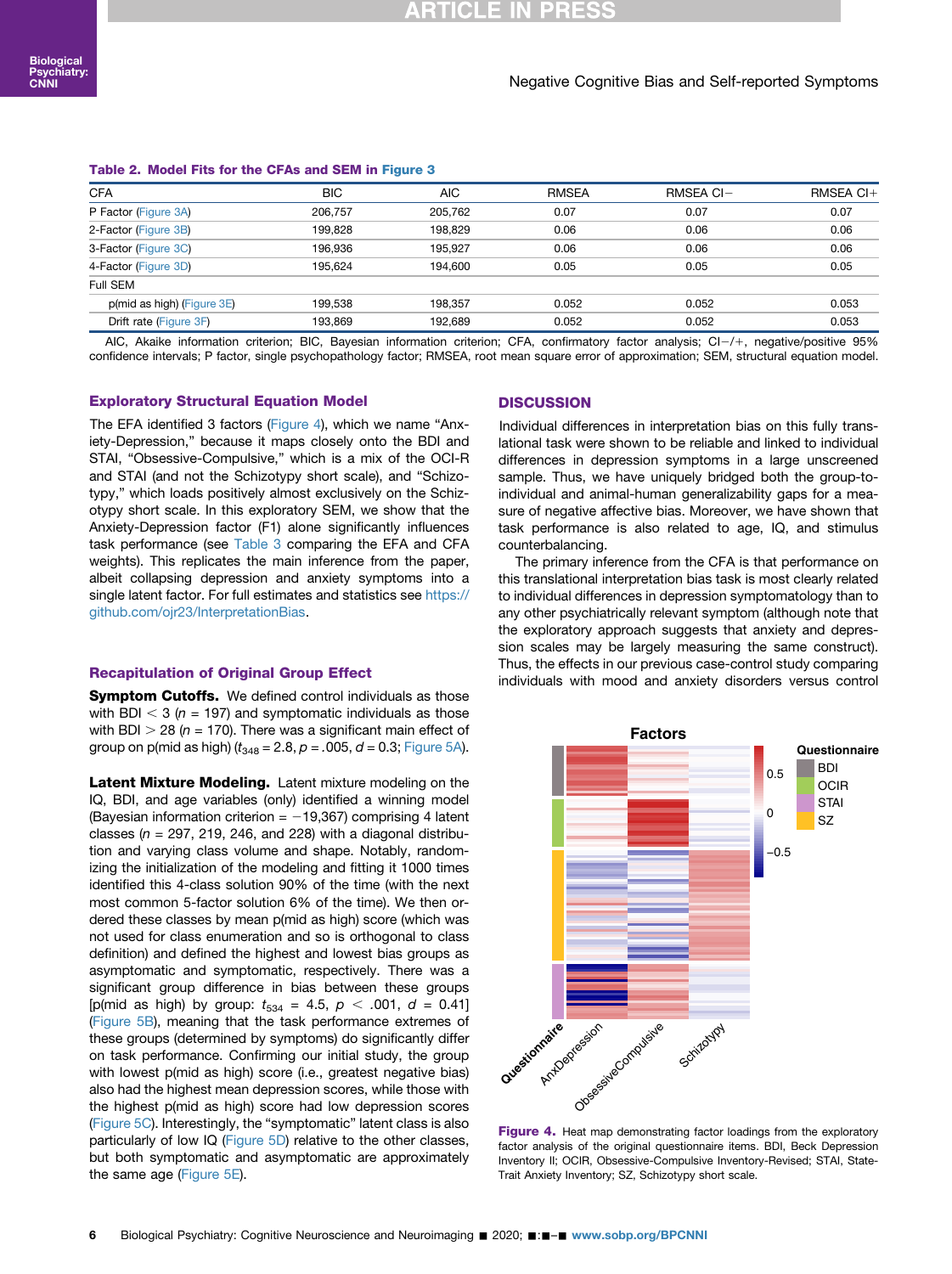**Table 2. Model Fits for the CFAs and SEM in Figure 3**

| CFA | BIC | AIC | RMSEA | RMSEA CI− | RMSEA CI+ |
|---|---|---|---|---|---|
| P Factor (Figure 3A) | 206,757 | 205,762 | 0.07 | 0.07 | 0.07 |
| 2-Factor (Figure 3B) | 199,828 | 198,829 | 0.06 | 0.06 | 0.06 |
| 3-Factor (Figure 3C) | 196,936 | 195,927 | 0.06 | 0.06 | 0.06 |
| 4-Factor (Figure 3D) | 195,624 | 194,600 | 0.05 | 0.05 | 0.05 |
| Full SEM | | | | | |
| p(mid as high) (Figure 3E) | 199,538 | 198,357 | 0.052 | 0.052 | 0.053 |
| Drift rate (Figure 3F) | 193,869 | 192,689 | 0.052 | 0.052 | 0.053 |

AIC, Akaike information criterion; BIC, Bayesian information criterion; CFA, confirmatory factor analysis; CI−/+, negative/positive 95% confidence intervals; P factor, single psychopathology factor; RMSEA, root mean square error of approximation; SEM, structural equation model.

### Exploratory Structural Equation Model

The EFA identified 3 factors (Figure 4), which we name "Anxiety-Depression," because it maps closely onto the BDI and STAI, "Obsessive-Compulsive," which is a mix of the OCI-R and STAI (and not the Schizotypy short scale), and "Schizotypy," which loads positively almost exclusively on the Schizotypy short scale. In this exploratory SEM, we show that the Anxiety-Depression factor (F1) alone significantly influences task performance (see Table 3 comparing the EFA and CFA weights). This replicates the main inference from the paper, albeit collapsing depression and anxiety symptoms into a single latent factor. For full estimates and statistics see https://github.com/ojr23/InterpretationBias.

### Recapitulation of Original Group Effect

**Symptom Cutoffs.** We defined control individuals as those with BDI $< 3$ ($n$ = 197) and symptomatic individuals as those with BDI $> 28$ ($n$ = 170). There was a significant main effect of group on p(mid as high) ($t_{348} = 2.8$, $p = .005$, $d = 0.3$; Figure 5A).

**Latent Mixture Modeling.** Latent mixture modeling on the IQ, BDI, and age variables (only) identified a winning model (Bayesian information criterion = −19,367) comprising 4 latent classes ($n$ = 297, 219, 246, and 228) with a diagonal distribution and varying class volume and shape. Notably, randomizing the initialization of the modeling and fitting it 1000 times identified this 4-class solution 90% of the time (with the next most common 5-factor solution 6% of the time). We then ordered these classes by mean p(mid as high) score (which was not used for class enumeration and so is orthogonal to class definition) and defined the highest and lowest bias groups as asymptomatic and symptomatic, respectively. There was a significant group difference in bias between these groups [p(mid as high) by group: $t_{534} = 4.5$, $p < .001$, $d = 0.41$] (Figure 5B), meaning that the task performance extremes of these groups (determined by symptoms) do significantly differ on task performance. Confirming our initial study, the group with lowest p(mid as high) score (i.e., greatest negative bias) also had the highest mean depression scores, while those with the highest p(mid as high) score had low depression scores (Figure 5C). Interestingly, the "symptomatic" latent class is also particularly of low IQ (Figure 5D) relative to the other classes, but both symptomatic and asymptomatic are approximately the same age (Figure 5E).

## DISCUSSION

Individual differences in interpretation bias on this fully translational task were shown to be reliable and linked to individual differences in depression symptoms in a large unscreened sample. Thus, we have uniquely bridged both the group-to-individual and animal-human generalizability gaps for a measure of negative affective bias. Moreover, we have shown that task performance is also related to age, IQ, and stimulus counterbalancing.

The primary inference from the CFA is that performance on this translational interpretation bias task is most clearly related to individual differences in depression symptomatology than to any other psychiatrically relevant symptom (although note that the exploratory approach suggests that anxiety and depression scales may be largely measuring the same construct). Thus, the effects in our previous case-control study comparing individuals with mood and anxiety disorders versus control

**Figure 4.** Heat map demonstrating factor loadings from the exploratory factor analysis of the original questionnaire items. BDI, Beck Depression Inventory II; OCIR, Obsessive-Compulsive Inventory-Revised; STAI, State-Trait Anxiety Inventory; SZ, Schizotypy short scale.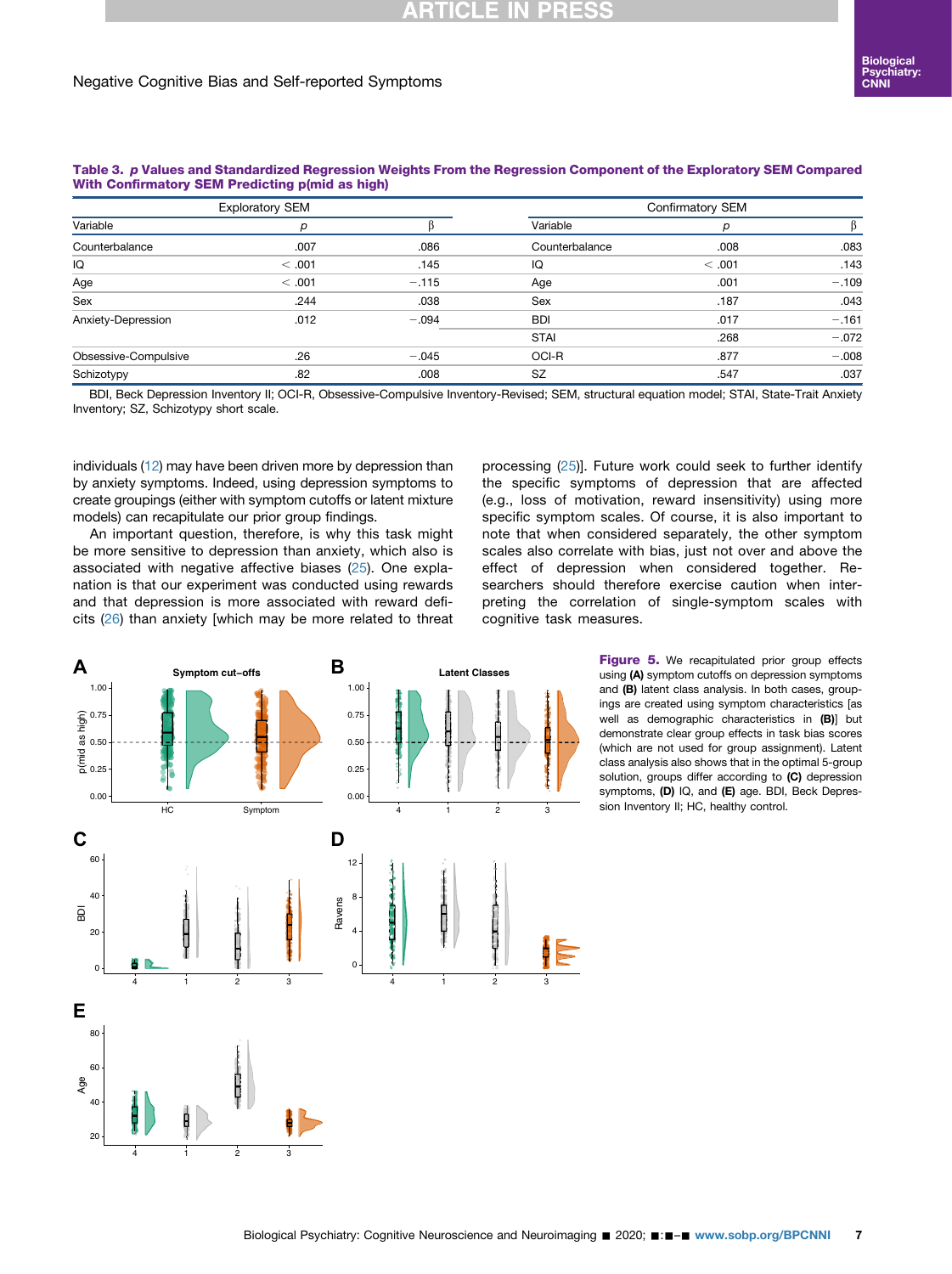**Table 3. *p* Values and Standardized Regression Weights From the Regression Component of the Exploratory SEM Compared With Confirmatory SEM Predicting p(mid as high)**

| Exploratory SEM | | | Confirmatory SEM | | |
|---|---|---|---|---|---|
| Variable | *p* | β | Variable | *p* | β |
| Counterbalance | .007 | .086 | Counterbalance | .008 | .083 |
| IQ | < .001 | .145 | IQ | < .001 | .143 |
| Age | < .001 | −.115 | Age | .001 | −.109 |
| Sex | .244 | .038 | Sex | .187 | .043 |
| Anxiety-Depression | .012 | −.094 | BDI | .017 | −.161 |
| | | | STAI | .268 | −.072 |
| Obsessive-Compulsive | .26 | −.045 | OCI-R | .877 | −.008 |
| Schizotypy | .82 | .008 | SZ | .547 | .037 |

BDI, Beck Depression Inventory II; OCI-R, Obsessive-Compulsive Inventory-Revised; SEM, structural equation model; STAI, State-Trait Anxiety Inventory; SZ, Schizotypy short scale.

individuals (12) may have been driven more by depression than by anxiety symptoms. Indeed, using depression symptoms to create groupings (either with symptom cutoffs or latent mixture models) can recapitulate our prior group findings.

An important question, therefore, is why this task might be more sensitive to depression than anxiety, which also is associated with negative affective biases (25). One explanation is that our experiment was conducted using rewards and that depression is more associated with reward deficits (26) than anxiety [which may be more related to threat processing (25)]. Future work could seek to further identify the specific symptoms of depression that are affected (e.g., loss of motivation, reward insensitivity) using more specific symptom scales. Of course, it is also important to note that when considered separately, the other symptom scales also correlate with bias, just not over and above the effect of depression when considered together. Researchers should therefore exercise caution when interpreting the correlation of single-symptom scales with cognitive task measures.

**Figure 5.** We recapitulated prior group effects using **(A)** symptom cutoffs on depression symptoms and **(B)** latent class analysis. In both cases, groupings are created using symptom characteristics [as well as demographic characteristics in **(B)**] but demonstrate clear group effects in task bias scores (which are not used for group assignment). Latent class analysis also shows that in the optimal 5-group solution, groups differ according to **(C)** depression symptoms, **(D)** IQ, and **(E)** age. BDI, Beck Depression Inventory II; HC, healthy control.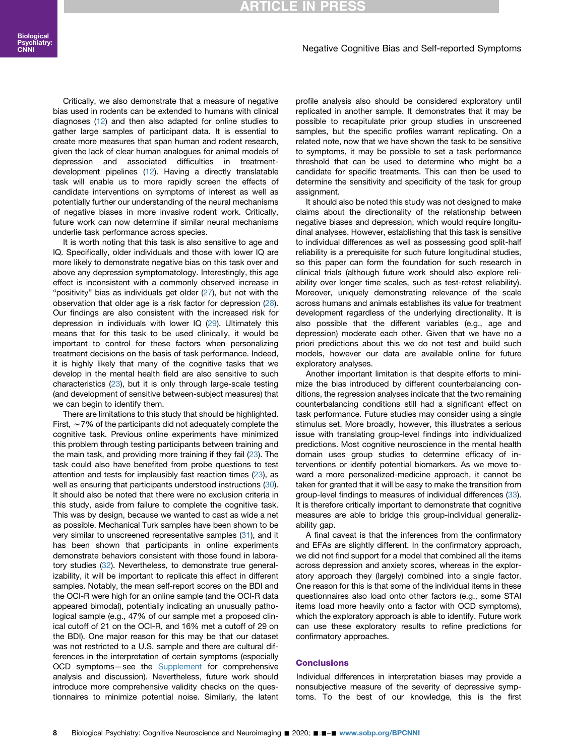Critically, we also demonstrate that a measure of negative bias used in rodents can be extended to humans with clinical diagnoses (12) and then also adapted for online studies to gather large samples of participant data. It is essential to create more measures that span human and rodent research, given the lack of clear human analogues for animal models of depression and associated difficulties in treatment-development pipelines (12). Having a directly translatable task will enable us to more rapidly screen the effects of candidate interventions on symptoms of interest as well as potentially further our understanding of the neural mechanisms of negative biases in more invasive rodent work. Critically, future work can now determine if similar neural mechanisms underlie task performance across species.

It is worth noting that this task is also sensitive to age and IQ. Specifically, older individuals and those with lower IQ are more likely to demonstrate negative bias on this task over and above any depression symptomatology. Interestingly, this age effect is inconsistent with a commonly observed increase in "positivity" bias as individuals get older (27), but not with the observation that older age is a risk factor for depression (28). Our findings are also consistent with the increased risk for depression in individuals with lower IQ (29). Ultimately this means that for this task to be used clinically, it would be important to control for these factors when personalizing treatment decisions on the basis of task performance. Indeed, it is highly likely that many of the cognitive tasks that we develop in the mental health field are also sensitive to such characteristics (23), but it is only through large-scale testing (and development of sensitive between-subject measures) that we can begin to identify them.

There are limitations to this study that should be highlighted. First, ~7% of the participants did not adequately complete the cognitive task. Previous online experiments have minimized this problem through testing participants between training and the main task, and providing more training if they fail (23). The task could also have benefited from probe questions to test attention and tests for implausibly fast reaction times (23), as well as ensuring that participants understood instructions (30). It should also be noted that there were no exclusion criteria in this study, aside from failure to complete the cognitive task. This was by design, because we wanted to cast as wide a net as possible. Mechanical Turk samples have been shown to be very similar to unscreened representative samples (31), and it has been shown that participants in online experiments demonstrate behaviors consistent with those found in laboratory studies (32). Nevertheless, to demonstrate true generalizability, it will be important to replicate this effect in different samples. Notably, the mean self-report scores on the BDI and the OCI-R were high for an online sample (and the OCI-R data appeared bimodal), potentially indicating an unusually pathological sample (e.g., 47% of our sample met a proposed clinical cutoff of 21 on the OCI-R, and 16% met a cutoff of 29 on the BDI). One major reason for this may be that our dataset was not restricted to a U.S. sample and there are cultural differences in the interpretation of certain symptoms (especially OCD symptoms—see the Supplement for comprehensive analysis and discussion). Nevertheless, future work should introduce more comprehensive validity checks on the questionnaires to minimize potential noise. Similarly, the latent profile analysis also should be considered exploratory until replicated in another sample. It demonstrates that it may be possible to recapitulate prior group studies in unscreened samples, but the specific profiles warrant replicating. On a related note, now that we have shown the task to be sensitive to symptoms, it may be possible to set a task performance threshold that can be used to determine who might be a candidate for specific treatments. This can then be used to determine the sensitivity and specificity of the task for group assignment.

It should also be noted this study was not designed to make claims about the directionality of the relationship between negative biases and depression, which would require longitudinal analyses. However, establishing that this task is sensitive to individual differences as well as possessing good split-half reliability is a prerequisite for such future longitudinal studies, so this paper can form the foundation for such research in clinical trials (although future work should also explore reliability over longer time scales, such as test-retest reliability). Moreover, uniquely demonstrating relevance of the scale across humans and animals establishes its value for treatment development regardless of the underlying directionality. It is also possible that the different variables (e.g., age and depression) moderate each other. Given that we have no a priori predictions about this we do not test and build such models, however our data are available online for future exploratory analyses.

Another important limitation is that despite efforts to minimize the bias introduced by different counterbalancing conditions, the regression analyses indicate that the two remaining counterbalancing conditions still had a significant effect on task performance. Future studies may consider using a single stimulus set. More broadly, however, this illustrates a serious issue with translating group-level findings into individualized predictions. Most cognitive neuroscience in the mental health domain uses group studies to determine efficacy of interventions or identify potential biomarkers. As we move toward a more personalized-medicine approach, it cannot be taken for granted that it will be easy to make the transition from group-level findings to measures of individual differences (33). It is therefore critically important to demonstrate that cognitive measures are able to bridge this group-individual generalizability gap.

A final caveat is that the inferences from the confirmatory and EFAs are slightly different. In the confirmatory approach, we did not find support for a model that combined all the items across depression and anxiety scores, whereas in the exploratory approach they (largely) combined into a single factor. One reason for this is that some of the individual items in these questionnaires also load onto other factors (e.g., some STAI items load more heavily onto a factor with OCD symptoms), which the exploratory approach is able to identify. Future work can use these exploratory results to refine predictions for confirmatory approaches.

## Conclusions

Individual differences in interpretation biases may provide a nonsubjective measure of the severity of depressive symptoms. To the best of our knowledge, this is the first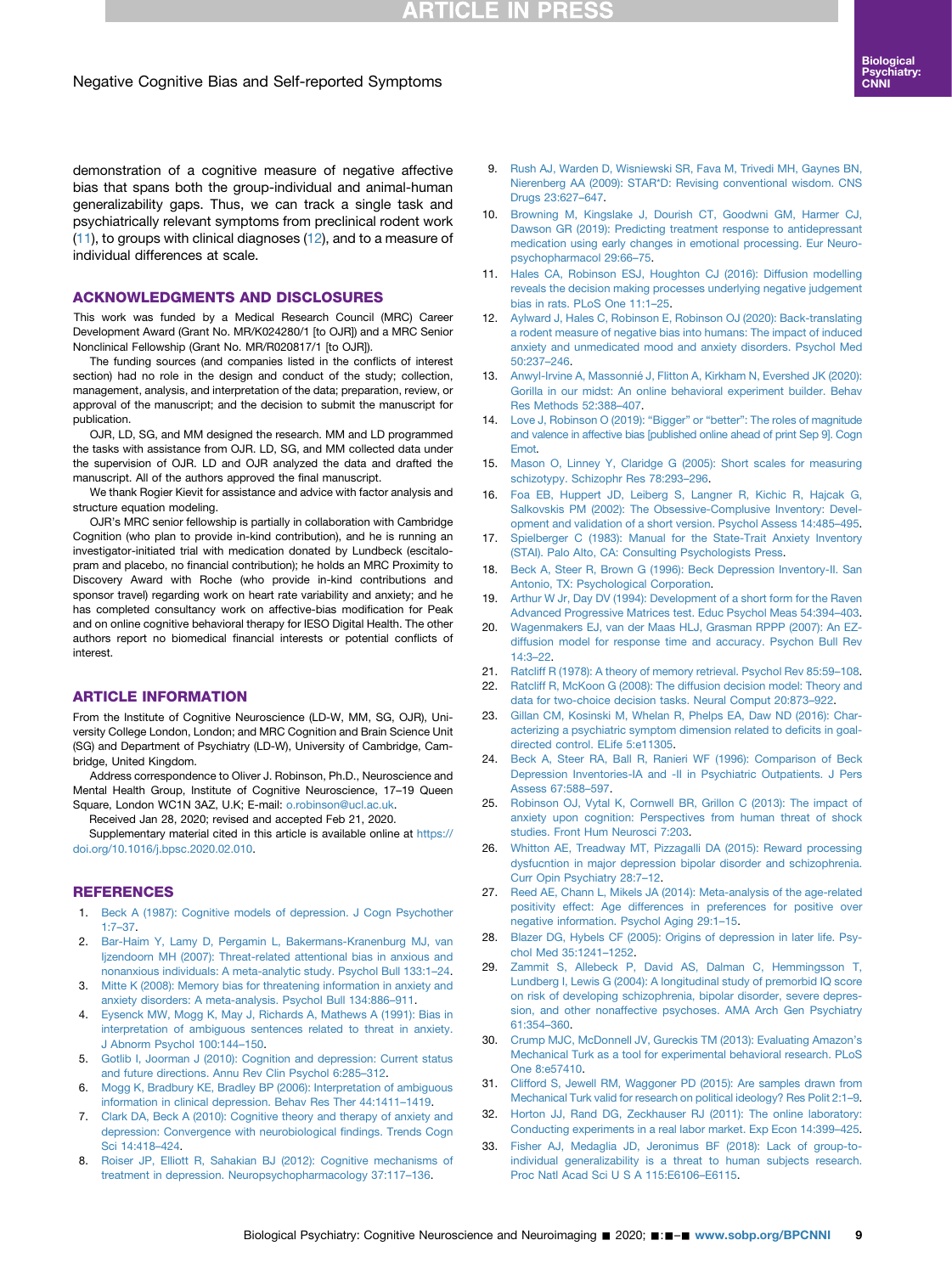demonstration of a cognitive measure of negative affective bias that spans both the group-individual and animal-human generalizability gaps. Thus, we can track a single task and psychiatrically relevant symptoms from preclinical rodent work (11), to groups with clinical diagnoses (12), and to a measure of individual differences at scale.

## ACKNOWLEDGMENTS AND DISCLOSURES

This work was funded by a Medical Research Council (MRC) Career Development Award (Grant No. MR/K024280/1 [to OJR]) and a MRC Senior Nonclinical Fellowship (Grant No. MR/R020817/1 [to OJR]).

The funding sources (and companies listed in the conflicts of interest section) had no role in the design and conduct of the study; collection, management, analysis, and interpretation of the data; preparation, review, or approval of the manuscript; and the decision to submit the manuscript for publication.

OJR, LD, SG, and MM designed the research. MM and LD programmed the tasks with assistance from OJR. LD, SG, and MM collected data under the supervision of OJR. LD and OJR analyzed the data and drafted the manuscript. All of the authors approved the final manuscript.

We thank Rogier Kievit for assistance and advice with factor analysis and structure equation modeling.

OJR's MRC senior fellowship is partially in collaboration with Cambridge Cognition (who plan to provide in-kind contribution), and he is running an investigator-initiated trial with medication donated by Lundbeck (escitalopram and placebo, no financial contribution); he holds an MRC Proximity to Discovery Award with Roche (who provide in-kind contributions and sponsor travel) regarding work on heart rate variability and anxiety; and he has completed consultancy work on affective-bias modification for Peak and on online cognitive behavioral therapy for IESO Digital Health. The other authors report no biomedical financial interests or potential conflicts of interest.

## ARTICLE INFORMATION

From the Institute of Cognitive Neuroscience (LD-W, MM, SG, OJR), University College London, London; and MRC Cognition and Brain Science Unit (SG) and Department of Psychiatry (LD-W), University of Cambridge, Cambridge, United Kingdom.

Address correspondence to Oliver J. Robinson, Ph.D., Neuroscience and Mental Health Group, Institute of Cognitive Neuroscience, 17–19 Queen Square, London WC1N 3AZ, U.K; E-mail: o.robinson@ucl.ac.uk.

Received Jan 28, 2020; revised and accepted Feb 21, 2020.

Supplementary material cited in this article is available online at https://doi.org/10.1016/j.bpsc.2020.02.010.

## REFERENCES

1. Beck A (1987): Cognitive models of depression. J Cogn Psychother 1:7–37.
2. Bar-Haim Y, Lamy D, Pergamin L, Bakermans-Kranenburg MJ, van Ijzendoorn MH (2007): Threat-related attentional bias in anxious and nonanxious individuals: A meta-analytic study. Psychol Bull 133:1–24.
3. Mitte K (2008): Memory bias for threatening information in anxiety and anxiety disorders: A meta-analysis. Psychol Bull 134:886–911.
4. Eysenck MW, Mogg K, May J, Richards A, Mathews A (1991): Bias in interpretation of ambiguous sentences related to threat in anxiety. J Abnorm Psychol 100:144–150.
5. Gotlib I, Joorman J (2010): Cognition and depression: Current status and future directions. Annu Rev Clin Psychol 6:285–312.
6. Mogg K, Bradbury KE, Bradley BP (2006): Interpretation of ambiguous information in clinical depression. Behav Res Ther 44:1411–1419.
7. Clark DA, Beck A (2010): Cognitive theory and therapy of anxiety and depression: Convergence with neurobiological findings. Trends Cogn Sci 14:418–424.
8. Roiser JP, Elliott R, Sahakian BJ (2012): Cognitive mechanisms of treatment in depression. Neuropsychopharmacology 37:117–136.
9. Rush AJ, Warden D, Wisniewski SR, Fava M, Trivedi MH, Gaynes BN, Nierenberg AA (2009): STAR*D: Revising conventional wisdom. CNS Drugs 23:627–647.
10. Browning M, Kingslake J, Dourish CT, Goodwni GM, Harmer CJ, Dawson GR (2019): Predicting treatment response to antidepressant medication using early changes in emotional processing. Eur Neuropsychopharmacol 29:66–75.
11. Hales CA, Robinson ESJ, Houghton CJ (2016): Diffusion modelling reveals the decision making processes underlying negative judgement bias in rats. PLoS One 11:1–25.
12. Aylward J, Hales C, Robinson E, Robinson OJ (2020): Back-translating a rodent measure of negative bias into humans: The impact of induced anxiety and unmedicated mood and anxiety disorders. Psychol Med 50:237–246.
13. Anwyl-Irvine A, Massonnié J, Flitton A, Kirkham N, Evershed JK (2020): Gorilla in our midst: An online behavioral experiment builder. Behav Res Methods 52:388–407.
14. Love J, Robinson O (2019): "Bigger" or "better": The roles of magnitude and valence in affective bias [published online ahead of print Sep 9]. Cogn Emot.
15. Mason O, Linney Y, Claridge G (2005): Short scales for measuring schizotypy. Schizophr Res 78:293–296.
16. Foa EB, Huppert JD, Leiberg S, Langner R, Kichic R, Hajcak G, Salkovskis PM (2002): The Obsessive-Complusive Inventory: Development and validation of a short version. Psychol Assess 14:485–495.
17. Spielberger C (1983): Manual for the State-Trait Anxiety Inventory (STAI). Palo Alto, CA: Consulting Psychologists Press.
18. Beck A, Steer R, Brown G (1996): Beck Depression Inventory-II. San Antonio, TX: Psychological Corporation.
19. Arthur W Jr, Day DV (1994): Development of a short form for the Raven Advanced Progressive Matrices test. Educ Psychol Meas 54:394–403.
20. Wagenmakers EJ, van der Maas HLJ, Grasman RPPP (2007): An EZ-diffusion model for response time and accuracy. Psychon Bull Rev 14:3–22.
21. Ratcliff R (1978): A theory of memory retrieval. Psychol Rev 85:59–108.
22. Ratcliff R, McKoon G (2008): The diffusion decision model: Theory and data for two-choice decision tasks. Neural Comput 20:873–922.
23. Gillan CM, Kosinski M, Whelan R, Phelps EA, Daw ND (2016): Characterizing a psychiatric symptom dimension related to deficits in goal-directed control. ELife 5:e11305.
24. Beck A, Steer RA, Ball R, Ranieri WF (1996): Comparison of Beck Depression Inventories-IA and -II in Psychiatric Outpatients. J Pers Assess 67:588–597.
25. Robinson OJ, Vytal K, Cornwell BR, Grillon C (2013): The impact of anxiety upon cognition: Perspectives from human threat of shock studies. Front Hum Neurosci 7:203.
26. Whitton AE, Treadway MT, Pizzagalli DA (2015): Reward processing dysfucntion in major depression bipolar disorder and schizophrenia. Curr Opin Psychiatry 28:7–12.
27. Reed AE, Chann L, Mikels JA (2014): Meta-analysis of the age-related positivity effect: Age differences in preferences for positive over negative information. Psychol Aging 29:1–15.
28. Blazer DG, Hybels CF (2005): Origins of depression in later life. Psychol Med 35:1241–1252.
29. Zammit S, Allebeck P, David AS, Dalman C, Hemmingsson T, Lundberg I, Lewis G (2004): A longitudinal study of premorbid IQ score on risk of developing schizophrenia, bipolar disorder, severe depression, and other nonaffective psychoses. AMA Arch Gen Psychiatry 61:354–360.
30. Crump MJC, McDonnell JV, Gureckis TM (2013): Evaluating Amazon's Mechanical Turk as a tool for experimental behavioral research. PLoS One 8:e57410.
31. Clifford S, Jewell RM, Waggoner PD (2015): Are samples drawn from Mechanical Turk valid for research on political ideology? Res Polit 2:1–9.
32. Horton JJ, Rand DG, Zeckhauser RJ (2011): The online laboratory: Conducting experiments in a real labor market. Exp Econ 14:399–425.
33. Fisher AJ, Medaglia JD, Jeronimus BF (2018): Lack of group-to-individual generalizability is a threat to human subjects research. Proc Natl Acad Sci U S A 115:E6106–E6115.